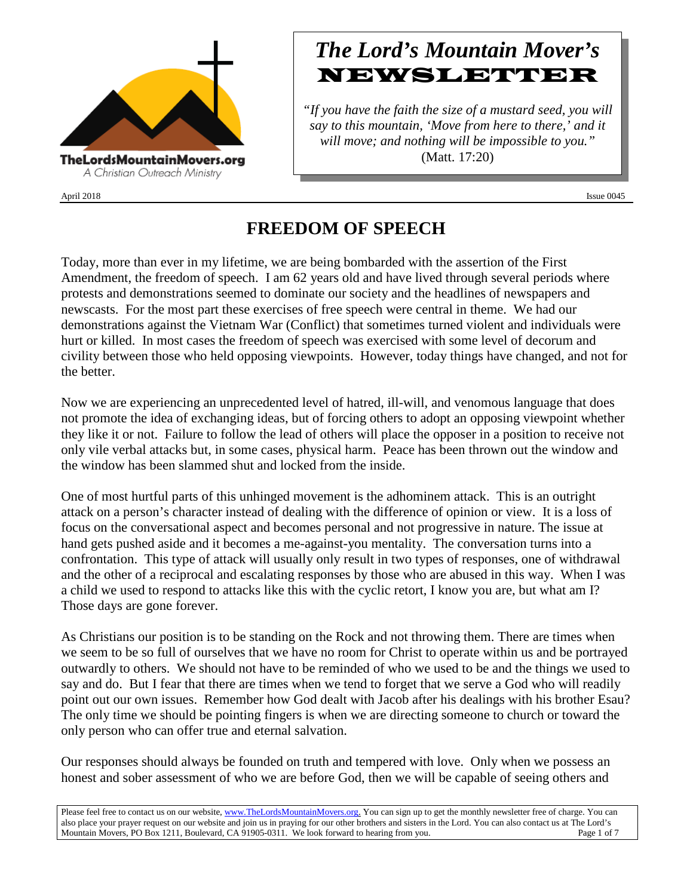TheLordsMountainMovers.org

A Christian Outreach Ministry

# *The Lord's Mountain Mover's* NEWSLETTER

*"If you have the faith the size of a mustard seed, you will say to this mountain, 'Move from here to there,' and it will move; and nothing will be impossible to you."* (Matt. 17:20)

April 2018 Issue 0045

## FREEDOM OF SPEECH

Today, more than ever in my lifetime, we are being bombarded with the assertion of the First Amendment, the freedom of speech. I am 62 years old and have lived through several periods where protests and demonstrations seemed to dominate our society and the headlines of newspapers and newscasts. For the most part these exercises of free speech were central in theme. We had our demonstrations against the Vietnam War (Conflict) that sometimes turned violent and individuals were hurt or killed. In most cases the freedom of speech was exercised with some level of decorum and civility between those who held opposing viewpoints. However, today things have changed, and not for the better.

Now we are experiencing an unprecedented level of hatred, ill-will, and venomous language that does not promote the idea of exchanging ideas, but of forcing others to adopt an opposing viewpoint whether they like it or not. Failure to follow the lead of others will place the opposer in a position to receive not only vile verbal attacks but, in some cases, physical harm. Peace has been thrown out the window and the window has been slammed shut and locked from the inside.

One of most hurtful parts of this unhinged movement is the adhominem attack. This is an outright attack on a person's character instead of dealing with the difference of opinion or view. It is a loss of focus on the conversational aspect and becomes personal and not progressive in nature. The issue at hand gets pushed aside and it becomes a me-against-you mentality. The conversation turns into a confrontation. This type of attack will usually only result in two types of responses, one of withdrawal and the other of a reciprocal and escalating responses by those who are abused in this way. When I was a child we used to respond to attacks like this with the cyclic retort, I know you are, but what am I? Those days are gone forever.

As Christians our position is to be standing on the Rock and not throwing them. There are times when we seem to be so full of ourselves that we have no room for Christ to operate within us and be portrayed outwardly to others. We should not have to be reminded of who we used to be and the things we used to say and do. But I fear that there are times when we tend to forget that we serve a God who will readily point out our own issues. Remember how God dealt with Jacob after his dealings with his brother Esau? The only time we should be pointing fingers is when we are directing someone to church or toward the only person who can offer true and eternal salvation.

Our responses should always be founded on truth and tempered with love. Only when we possess an honest and sober assessment of who we are before God, then we will be capable of seeing others and

Please feel free to contact us on our website, www.TheLordsMountainMovers.org. You can sign up to get the monthly newsletter free of charge. You can also place your prayer request on our website and join us in praying for our other brothers and sisters in the Lord. You can also contact us at The Lord's Mountain Movers, PO Box 1211, Boulevard, CA 91905-0311. We look forward to hearing from you.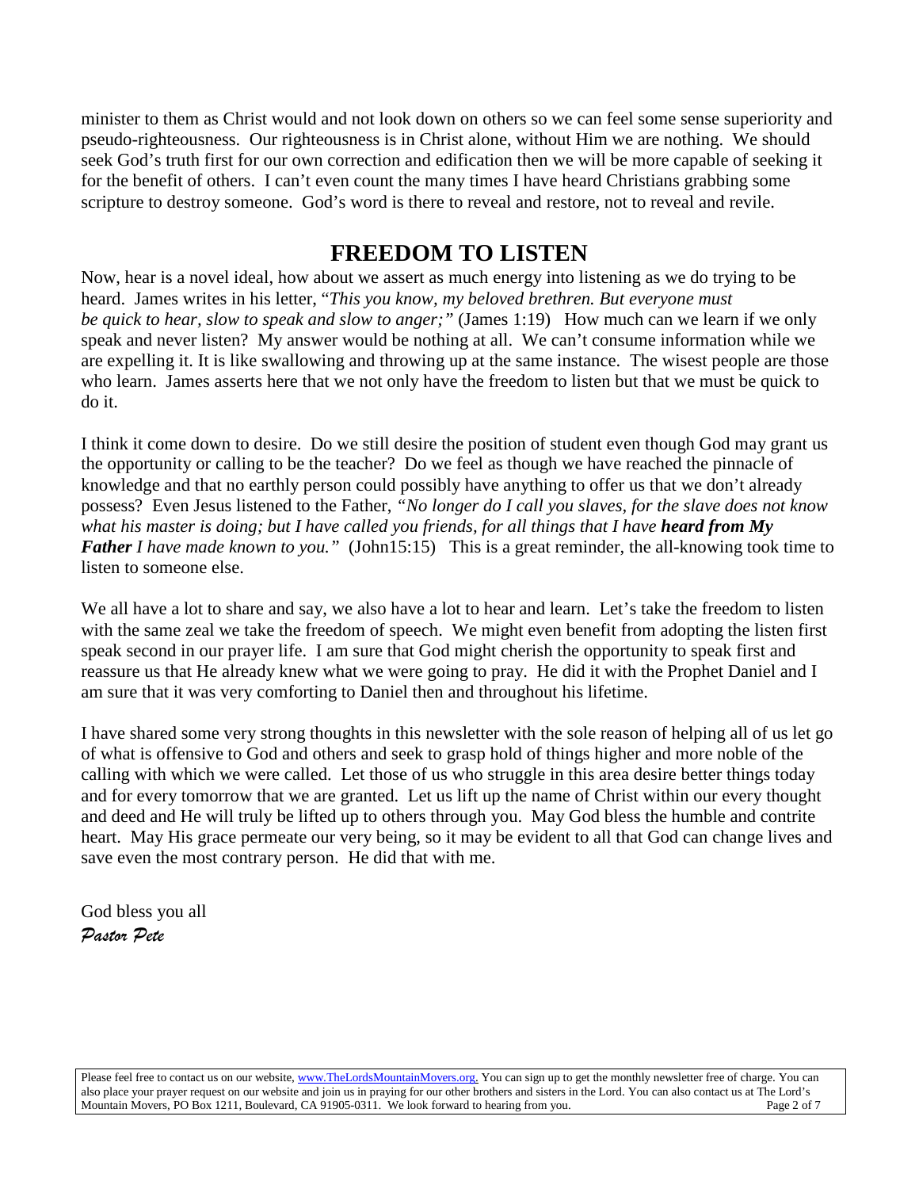minister to them as Christ would and not look down on others so we can feel some sense superiority and pseudo-righteousness. Our righteousness is in Christ alone, without Him we are nothing. We should seek God's truth first for our own correction and edification then we will be more capable of seeking it for the benefit of others. I can't even count the many times I have heard Christians grabbing some scripture to destroy someone. God's word is there to reveal and restore, not to reveal and revile.

## FREEDOM TO LISTEN

Now, hear is a novel ideal, how about we assert as much energy into listening as we do trying to be heard. James writes in his letter, "*This you know, my beloved brethren. But everyone must be quick to hear, slow to speak and slow to anger;"* (James 1:19) How much can we learn if we only speak and never listen? My answer would be nothing at all. We can't consume information while we are expelling it. It is like swallowing and throwing up at the same instance. The wisest people are those who learn. James asserts here that we not only have the freedom to listen but that we must be quick to do it.

I think it come down to desire. Do we still desire the position of student even though God may grant us the opportunity or calling to be the teacher? Do we feel as though we have reached the pinnacle of knowledge and that no earthly person could possibly have anything to offer us that we don't already possess? Even Jesus listened to the Father, *"No longer do I call you slaves, for the slave does not know what his master is doing; but I have called you friends, for all things that I have* ***heard from My Father*** *I have made known to you."* (John15:15) This is a great reminder, the all-knowing took time to listen to someone else.

We all have a lot to share and say, we also have a lot to hear and learn. Let's take the freedom to listen with the same zeal we take the freedom of speech. We might even benefit from adopting the listen first speak second in our prayer life. I am sure that God might cherish the opportunity to speak first and reassure us that He already knew what we were going to pray. He did it with the Prophet Daniel and I am sure that it was very comforting to Daniel then and throughout his lifetime.

I have shared some very strong thoughts in this newsletter with the sole reason of helping all of us let go of what is offensive to God and others and seek to grasp hold of things higher and more noble of the calling with which we were called. Let those of us who struggle in this area desire better things today and for every tomorrow that we are granted. Let us lift up the name of Christ within our every thought and deed and He will truly be lifted up to others through you. May God bless the humble and contrite heart. May His grace permeate our very being, so it may be evident to all that God can change lives and save even the most contrary person. He did that with me.

God bless you all
*Pastor Pete*

Please feel free to contact us on our website, www.TheLordsMountainMovers.org. You can sign up to get the monthly newsletter free of charge. You can also place your prayer request on our website and join us in praying for our other brothers and sisters in the Lord. You can also contact us at The Lord's Mountain Movers, PO Box 1211, Boulevard, CA 91905-0311. We look forward to hearing from you.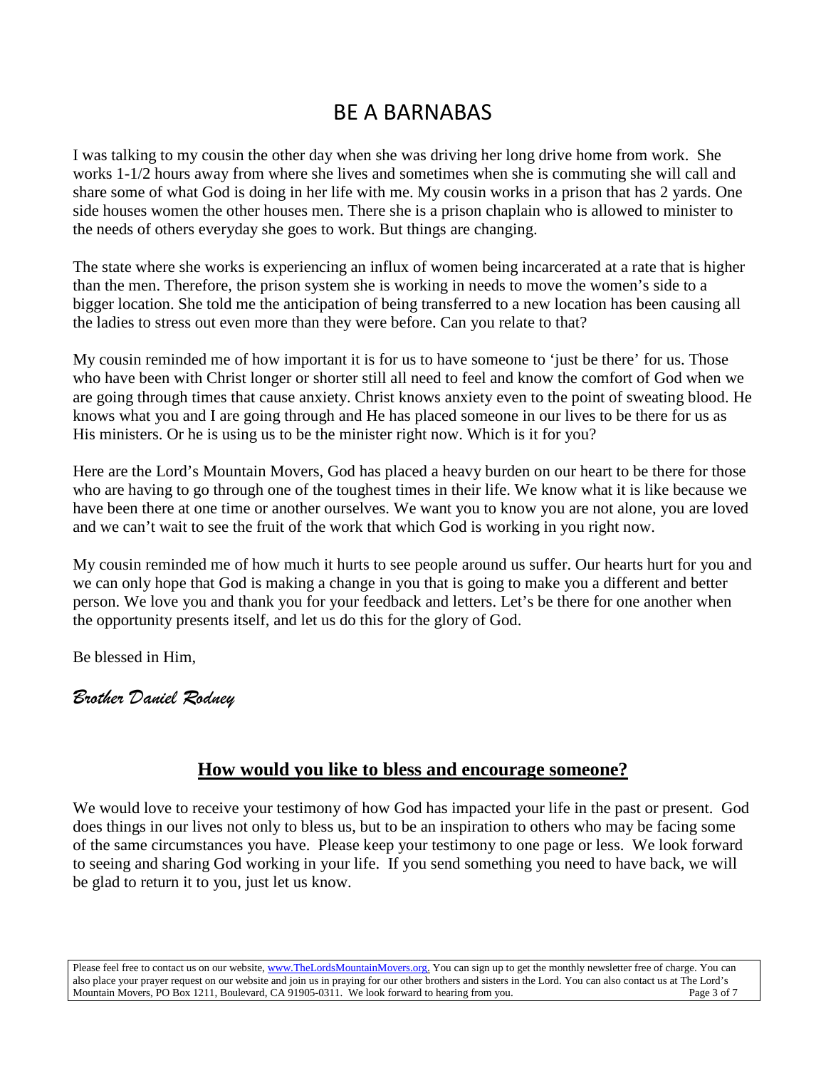# BE A BARNABAS

I was talking to my cousin the other day when she was driving her long drive home from work. She works 1-1/2 hours away from where she lives and sometimes when she is commuting she will call and share some of what God is doing in her life with me. My cousin works in a prison that has 2 yards. One side houses women the other houses men. There she is a prison chaplain who is allowed to minister to the needs of others everyday she goes to work. But things are changing.

The state where she works is experiencing an influx of women being incarcerated at a rate that is higher than the men. Therefore, the prison system she is working in needs to move the women's side to a bigger location. She told me the anticipation of being transferred to a new location has been causing all the ladies to stress out even more than they were before. Can you relate to that?

My cousin reminded me of how important it is for us to have someone to 'just be there' for us. Those who have been with Christ longer or shorter still all need to feel and know the comfort of God when we are going through times that cause anxiety. Christ knows anxiety even to the point of sweating blood. He knows what you and I are going through and He has placed someone in our lives to be there for us as His ministers. Or he is using us to be the minister right now. Which is it for you?

Here are the Lord's Mountain Movers, God has placed a heavy burden on our heart to be there for those who are having to go through one of the toughest times in their life. We know what it is like because we have been there at one time or another ourselves. We want you to know you are not alone, you are loved and we can't wait to see the fruit of the work that which God is working in you right now.

My cousin reminded me of how much it hurts to see people around us suffer. Our hearts hurt for you and we can only hope that God is making a change in you that is going to make you a different and better person. We love you and thank you for your feedback and letters. Let's be there for one another when the opportunity presents itself, and let us do this for the glory of God.

Be blessed in Him,

*Brother Daniel Rodney*

## How would you like to bless and encourage someone?

We would love to receive your testimony of how God has impacted your life in the past or present. God does things in our lives not only to bless us, but to be an inspiration to others who may be facing some of the same circumstances you have. Please keep your testimony to one page or less. We look forward to seeing and sharing God working in your life. If you send something you need to have back, we will be glad to return it to you, just let us know.

Please feel free to contact us on our website, www.TheLordsMountainMovers.org. You can sign up to get the monthly newsletter free of charge. You can also place your prayer request on our website and join us in praying for our other brothers and sisters in the Lord. You can also contact us at The Lord's Mountain Movers, PO Box 1211, Boulevard, CA 91905-0311. We look forward to hearing from you.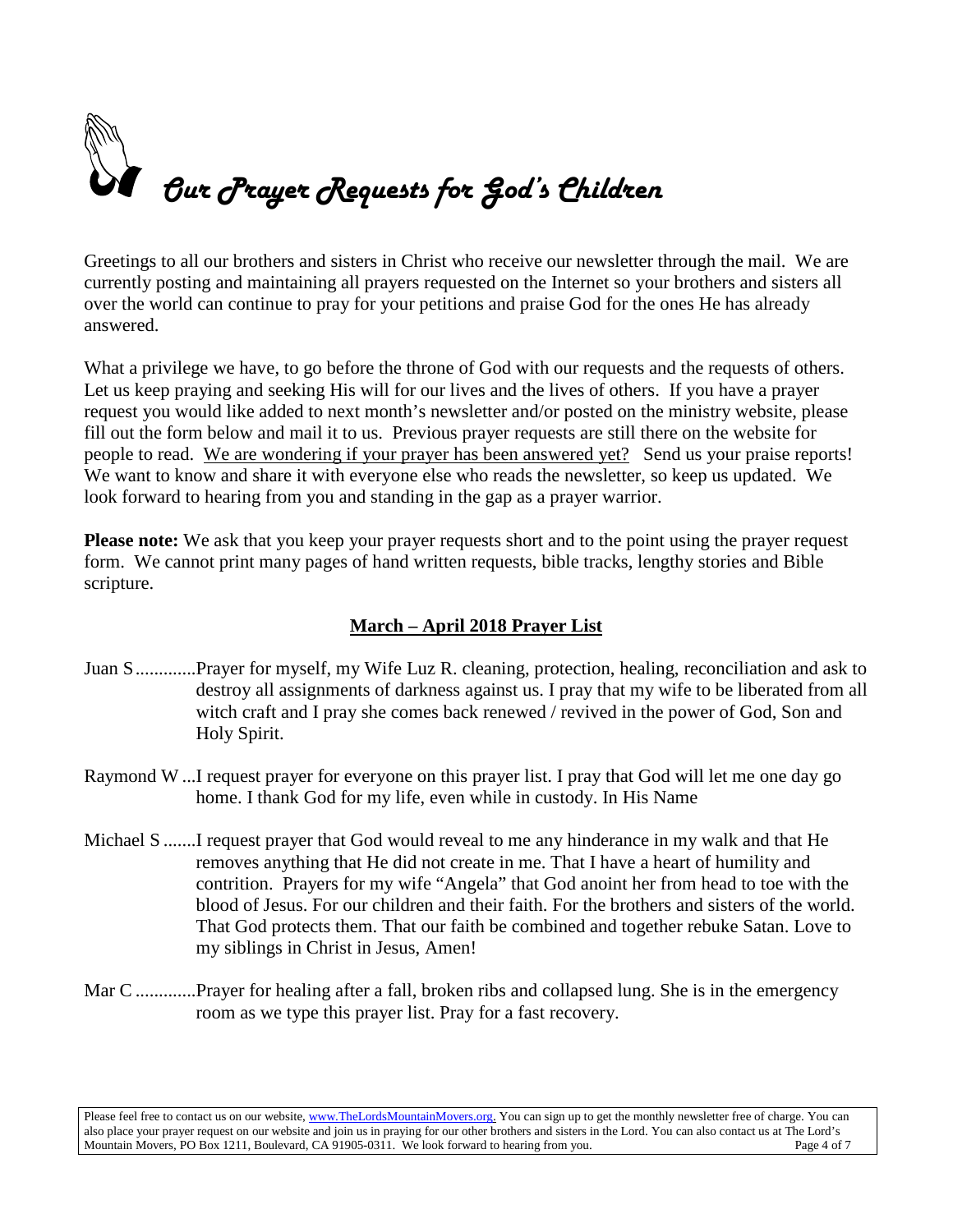# *Our Prayer Requests for God's Children*

Greetings to all our brothers and sisters in Christ who receive our newsletter through the mail. We are currently posting and maintaining all prayers requested on the Internet so your brothers and sisters all over the world can continue to pray for your petitions and praise God for the ones He has already answered.

What a privilege we have, to go before the throne of God with our requests and the requests of others. Let us keep praying and seeking His will for our lives and the lives of others. If you have a prayer request you would like added to next month's newsletter and/or posted on the ministry website, please fill out the form below and mail it to us. Previous prayer requests are still there on the website for people to read. <u>We are wondering if your prayer has been answered yet?</u> Send us your praise reports! We want to know and share it with everyone else who reads the newsletter, so keep us updated. We look forward to hearing from you and standing in the gap as a prayer warrior.

**Please note:** We ask that you keep your prayer requests short and to the point using the prayer request form. We cannot print many pages of hand written requests, bible tracks, lengthy stories and Bible scripture.

## March – April 2018 Prayer List

Juan S.............Prayer for myself, my Wife Luz R. cleaning, protection, healing, reconciliation and ask to destroy all assignments of darkness against us. I pray that my wife to be liberated from all witch craft and I pray she comes back renewed / revived in the power of God, Son and Holy Spirit.

Raymond W ...I request prayer for everyone on this prayer list. I pray that God will let me one day go home. I thank God for my life, even while in custody. In His Name

Michael S .......I request prayer that God would reveal to me any hinderance in my walk and that He removes anything that He did not create in me. That I have a heart of humility and contrition. Prayers for my wife "Angela" that God anoint her from head to toe with the blood of Jesus. For our children and their faith. For the brothers and sisters of the world. That God protects them. That our faith be combined and together rebuke Satan. Love to my siblings in Christ in Jesus, Amen!

Mar C .............Prayer for healing after a fall, broken ribs and collapsed lung. She is in the emergency room as we type this prayer list. Pray for a fast recovery.

Please feel free to contact us on our website, www.TheLordsMountainMovers.org. You can sign up to get the monthly newsletter free of charge. You can also place your prayer request on our website and join us in praying for our other brothers and sisters in the Lord. You can also contact us at The Lord's Mountain Movers, PO Box 1211, Boulevard, CA 91905-0311. We look forward to hearing from you.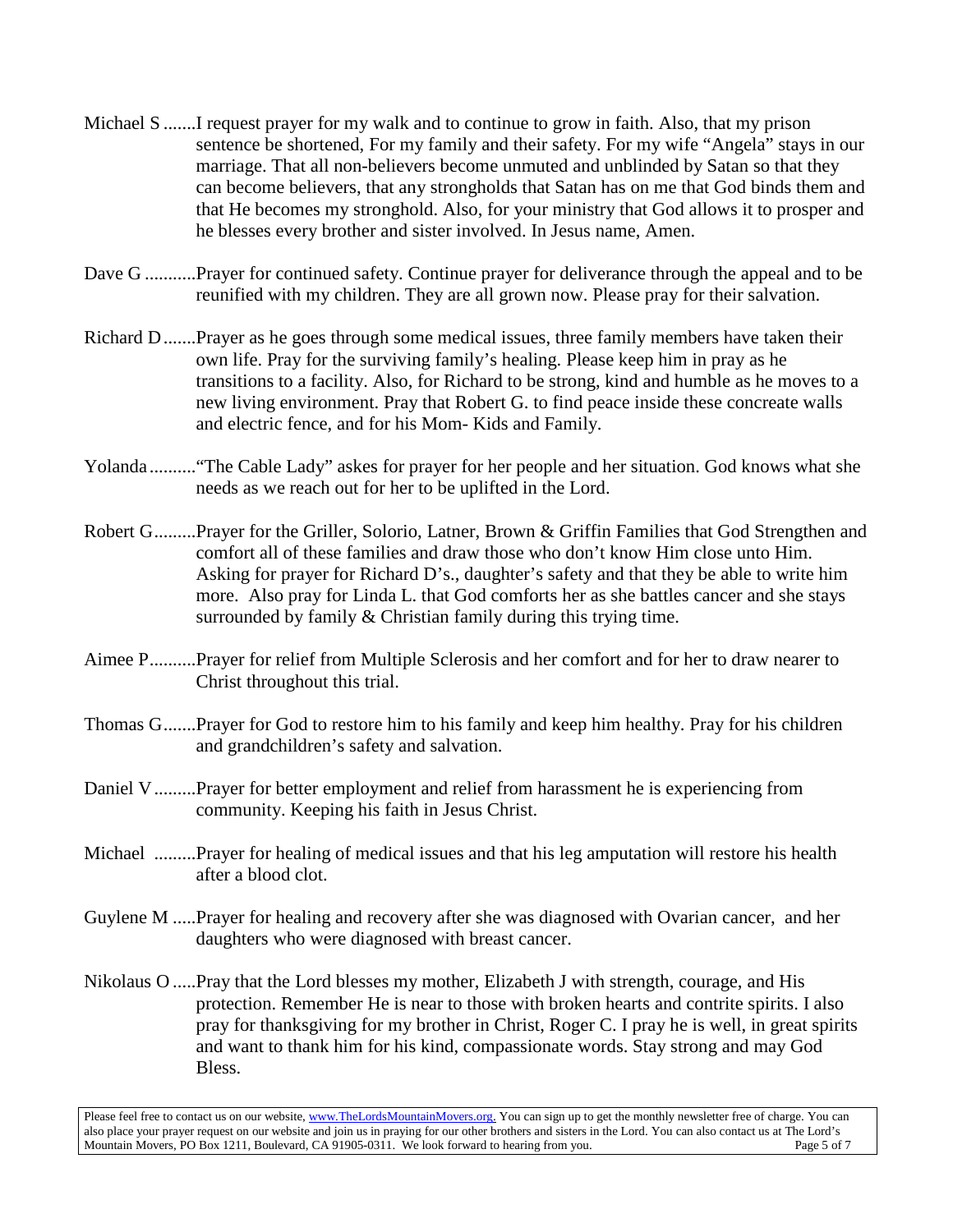Michael S .......I request prayer for my walk and to continue to grow in faith. Also, that my prison sentence be shortened, For my family and their safety. For my wife "Angela" stays in our marriage. That all non-believers become unmuted and unblinded by Satan so that they can become believers, that any strongholds that Satan has on me that God binds them and that He becomes my stronghold. Also, for your ministry that God allows it to prosper and he blesses every brother and sister involved. In Jesus name, Amen.

Dave G ...........Prayer for continued safety. Continue prayer for deliverance through the appeal and to be reunified with my children. They are all grown now. Please pray for their salvation.

Richard D.......Prayer as he goes through some medical issues, three family members have taken their own life. Pray for the surviving family's healing. Please keep him in pray as he transitions to a facility. Also, for Richard to be strong, kind and humble as he moves to a new living environment. Pray that Robert G. to find peace inside these concreate walls and electric fence, and for his Mom- Kids and Family.

Yolanda..........."The Cable Lady" askes for prayer for her people and her situation. God knows what she needs as we reach out for her to be uplifted in the Lord.

Robert G.........Prayer for the Griller, Solorio, Latner, Brown & Griffin Families that God Strengthen and comfort all of these families and draw those who don't know Him close unto Him. Asking for prayer for Richard D's., daughter's safety and that they be able to write him more. Also pray for Linda L. that God comforts her as she battles cancer and she stays surrounded by family & Christian family during this trying time.

Aimee P..........Prayer for relief from Multiple Sclerosis and her comfort and for her to draw nearer to Christ throughout this trial.

Thomas G.......Prayer for God to restore him to his family and keep him healthy. Pray for his children and grandchildren's safety and salvation.

Daniel V.........Prayer for better employment and relief from harassment he is experiencing from community. Keeping his faith in Jesus Christ.

Michael .........Prayer for healing of medical issues and that his leg amputation will restore his health after a blood clot.

Guylene M .....Prayer for healing and recovery after she was diagnosed with Ovarian cancer, and her daughters who were diagnosed with breast cancer.

Nikolaus O .....Pray that the Lord blesses my mother, Elizabeth J with strength, courage, and His protection. Remember He is near to those with broken hearts and contrite spirits. I also pray for thanksgiving for my brother in Christ, Roger C. I pray he is well, in great spirits and want to thank him for his kind, compassionate words. Stay strong and may God Bless.

Please feel free to contact us on our website, www.TheLordsMountainMovers.org. You can sign up to get the monthly newsletter free of charge. You can also place your prayer request on our website and join us in praying for our other brothers and sisters in the Lord. You can also contact us at The Lord's Mountain Movers, PO Box 1211, Boulevard, CA 91905-0311. We look forward to hearing from you.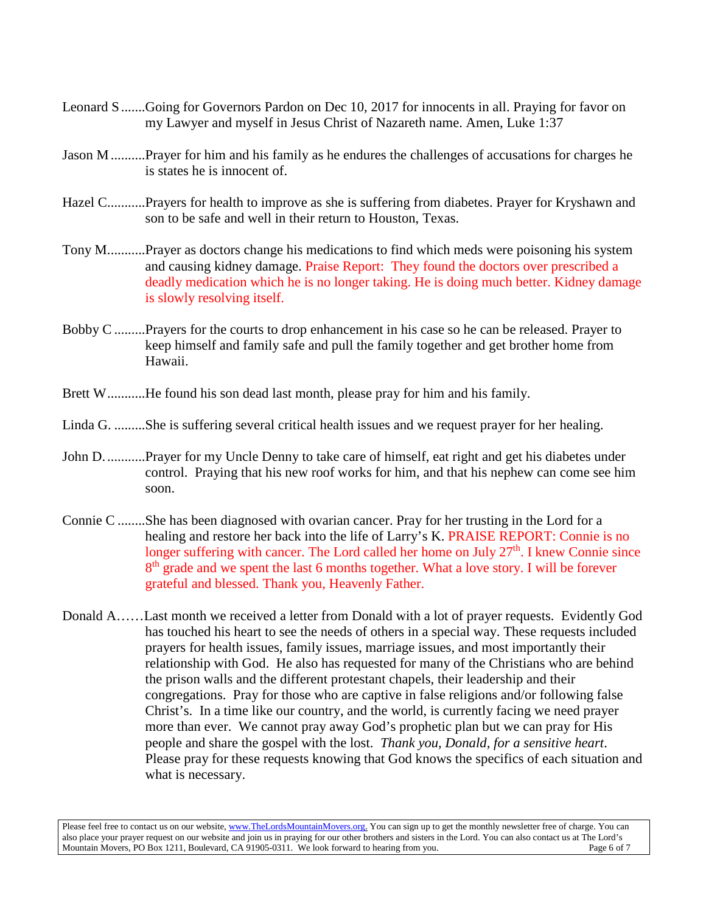Leonard S .......Going for Governors Pardon on Dec 10, 2017 for innocents in all. Praying for favor on my Lawyer and myself in Jesus Christ of Nazareth name. Amen, Luke 1:37

Jason M ..........Prayer for him and his family as he endures the challenges of accusations for charges he is states he is innocent of.

Hazel C...........Prayers for health to improve as she is suffering from diabetes. Prayer for Kryshawn and son to be safe and well in their return to Houston, Texas.

Tony M...........Prayer as doctors change his medications to find which meds were poisoning his system and causing kidney damage. Praise Report: They found the doctors over prescribed a deadly medication which he is no longer taking. He is doing much better. Kidney damage is slowly resolving itself.

Bobby C .........Prayers for the courts to drop enhancement in his case so he can be released. Prayer to keep himself and family safe and pull the family together and get brother home from Hawaii.

Brett W...........He found his son dead last month, please pray for him and his family.

Linda G. .........She is suffering several critical health issues and we request prayer for her healing.

John D. ...........Prayer for my Uncle Denny to take care of himself, eat right and get his diabetes under control. Praying that his new roof works for him, and that his nephew can come see him soon.

Connie C ........She has been diagnosed with ovarian cancer. Pray for her trusting in the Lord for a healing and restore her back into the life of Larry's K. PRAISE REPORT: Connie is no longer suffering with cancer. The Lord called her home on July 27th. I knew Connie since 8th grade and we spent the last 6 months together. What a love story. I will be forever grateful and blessed. Thank you, Heavenly Father.

Donald A……Last month we received a letter from Donald with a lot of prayer requests. Evidently God has touched his heart to see the needs of others in a special way. These requests included prayers for health issues, family issues, marriage issues, and most importantly their relationship with God. He also has requested for many of the Christians who are behind the prison walls and the different protestant chapels, their leadership and their congregations. Pray for those who are captive in false religions and/or following false Christ's. In a time like our country, and the world, is currently facing we need prayer more than ever. We cannot pray away God's prophetic plan but we can pray for His people and share the gospel with the lost. *Thank you, Donald, for a sensitive heart*. Please pray for these requests knowing that God knows the specifics of each situation and what is necessary.

Please feel free to contact us on our website, www.TheLordsMountainMovers.org. You can sign up to get the monthly newsletter free of charge. You can also place your prayer request on our website and join us in praying for our other brothers and sisters in the Lord. You can also contact us at The Lord's Mountain Movers, PO Box 1211, Boulevard, CA 91905-0311. We look forward to hearing from you.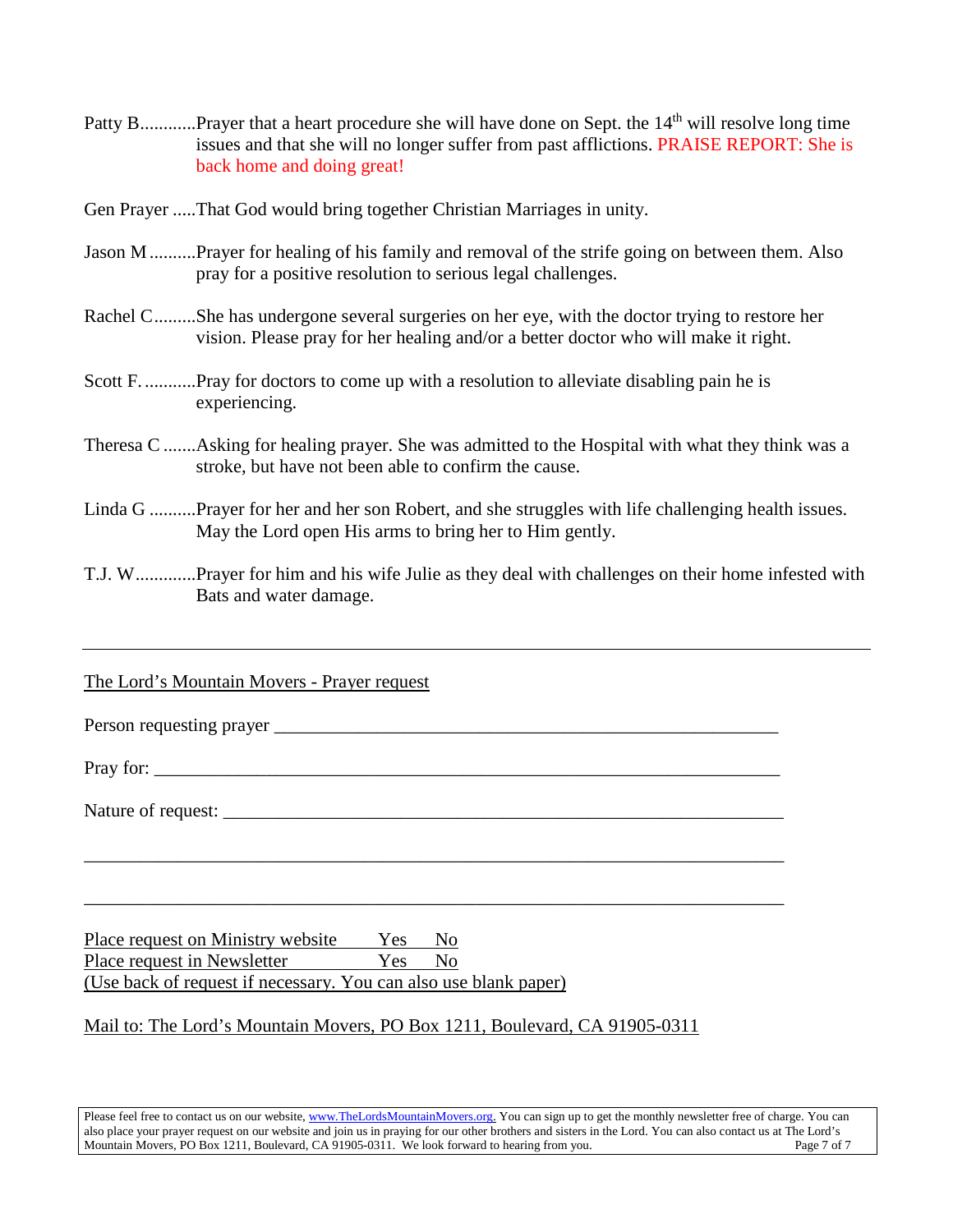Patty B............Prayer that a heart procedure she will have done on Sept. the 14th will resolve long time issues and that she will no longer suffer from past afflictions. PRAISE REPORT: She is back home and doing great!

Gen Prayer .....That God would bring together Christian Marriages in unity.

Jason M ..........Prayer for healing of his family and removal of the strife going on between them. Also pray for a positive resolution to serious legal challenges.

Rachel C.........She has undergone several surgeries on her eye, with the doctor trying to restore her vision. Please pray for her healing and/or a better doctor who will make it right.

Scott F. ...........Pray for doctors to come up with a resolution to alleviate disabling pain he is experiencing.

Theresa C .......Asking for healing prayer. She was admitted to the Hospital with what they think was a stroke, but have not been able to confirm the cause.

Linda G ..........Prayer for her and her son Robert, and she struggles with life challenging health issues. May the Lord open His arms to bring her to Him gently.

T.J. W.............Prayer for him and his wife Julie as they deal with challenges on their home infested with Bats and water damage.

---

The Lord's Mountain Movers - Prayer request

Person requesting prayer ________________________________________________________

Pray for: ______________________________________________________________________

Nature of request: ______________________________________________________________

________________________________________________________________________________

________________________________________________________________________________

Place request on Ministry website Yes No
Place request in Newsletter Yes No
(Use back of request if necessary. You can also use blank paper)

Mail to: The Lord's Mountain Movers, PO Box 1211, Boulevard, CA 91905-0311

Please feel free to contact us on our website, www.TheLordsMountainMovers.org. You can sign up to get the monthly newsletter free of charge. You can also place your prayer request on our website and join us in praying for our other brothers and sisters in the Lord. You can also contact us at The Lord's Mountain Movers, PO Box 1211, Boulevard, CA 91905-0311. We look forward to hearing from you.